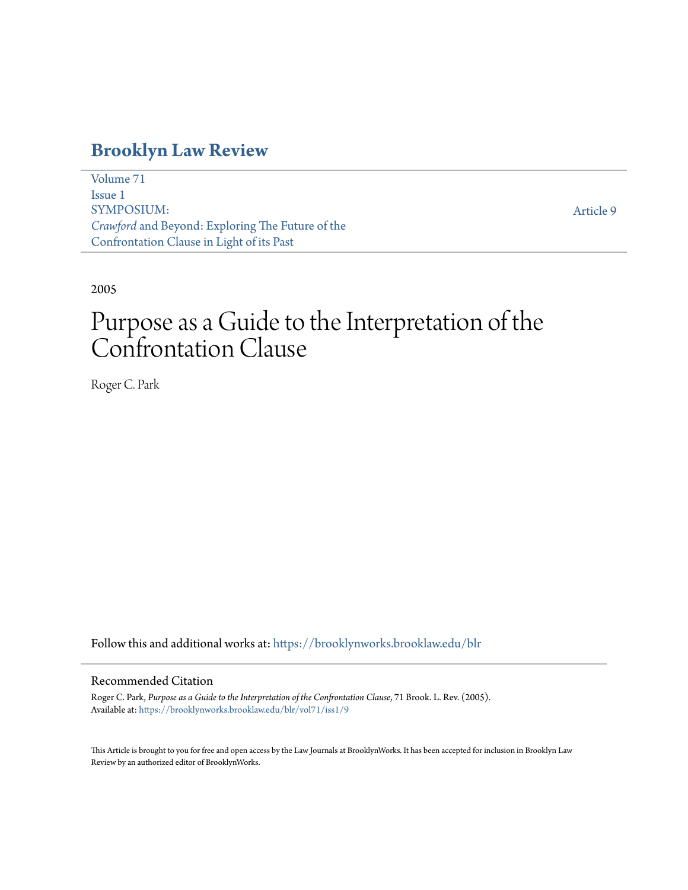# Brooklyn Law Review

Volume 71
Issue 1
SYMPOSIUM:
*Crawford* and Beyond: Exploring The Future of the Confrontation Clause in Light of its Past

Article 9

2005

# Purpose as a Guide to the Interpretation of the Confrontation Clause

Roger C. Park

Follow this and additional works at: https://brooklynworks.brooklaw.edu/blr

## Recommended Citation

Roger C. Park, *Purpose as a Guide to the Interpretation of the Confrontation Clause*, 71 Brook. L. Rev. (2005).
Available at: https://brooklynworks.brooklaw.edu/blr/vol71/iss1/9

This Article is brought to you for free and open access by the Law Journals at BrooklynWorks. It has been accepted for inclusion in Brooklyn Law Review by an authorized editor of BrooklynWorks.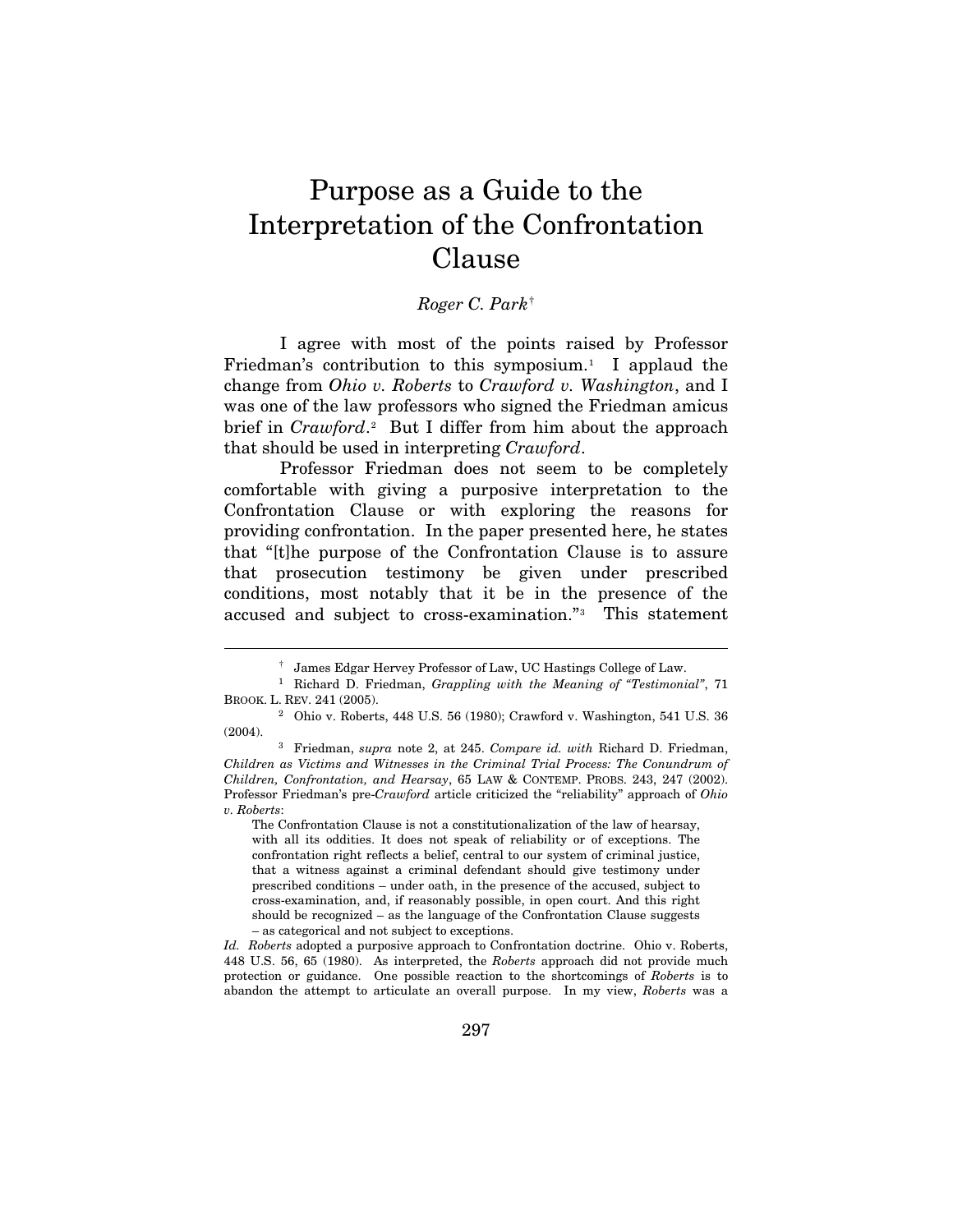# Purpose as a Guide to the Interpretation of the Confrontation Clause

*Roger C. Park*[†]

I agree with most of the points raised by Professor Friedman's contribution to this symposium.[1] I applaud the change from *Ohio v. Roberts* to *Crawford v. Washington*, and I was one of the law professors who signed the Friedman amicus brief in *Crawford*.[2] But I differ from him about the approach that should be used in interpreting *Crawford*.

Professor Friedman does not seem to be completely comfortable with giving a purposive interpretation to the Confrontation Clause or with exploring the reasons for providing confrontation. In the paper presented here, he states that "[t]he purpose of the Confrontation Clause is to assure that prosecution testimony be given under prescribed conditions, most notably that it be in the presence of the accused and subject to cross-examination."[3] This statement

---

[†] James Edgar Hervey Professor of Law, UC Hastings College of Law.

[1] Richard D. Friedman, *Grappling with the Meaning of "Testimonial"*, 71 BROOK. L. REV. 241 (2005).

[2] Ohio v. Roberts, 448 U.S. 56 (1980); Crawford v. Washington, 541 U.S. 36 (2004).

[3] Friedman, *supra* note 2, at 245. *Compare id. with* Richard D. Friedman, *Children as Victims and Witnesses in the Criminal Trial Process: The Conundrum of Children, Confrontation, and Hearsay*, 65 LAW & CONTEMP. PROBS. 243, 247 (2002). Professor Friedman's pre-*Crawford* article criticized the "reliability" approach of *Ohio v. Roberts*:

> The Confrontation Clause is not a constitutionalization of the law of hearsay, with all its oddities. It does not speak of reliability or of exceptions. The confrontation right reflects a belief, central to our system of criminal justice, that a witness against a criminal defendant should give testimony under prescribed conditions – under oath, in the presence of the accused, subject to cross-examination, and, if reasonably possible, in open court. And this right should be recognized – as the language of the Confrontation Clause suggests – as categorical and not subject to exceptions.

*Id. Roberts* adopted a purposive approach to Confrontation doctrine. Ohio v. Roberts, 448 U.S. 56, 65 (1980). As interpreted, the *Roberts* approach did not provide much protection or guidance. One possible reaction to the shortcomings of *Roberts* is to abandon the attempt to articulate an overall purpose. In my view, *Roberts* was a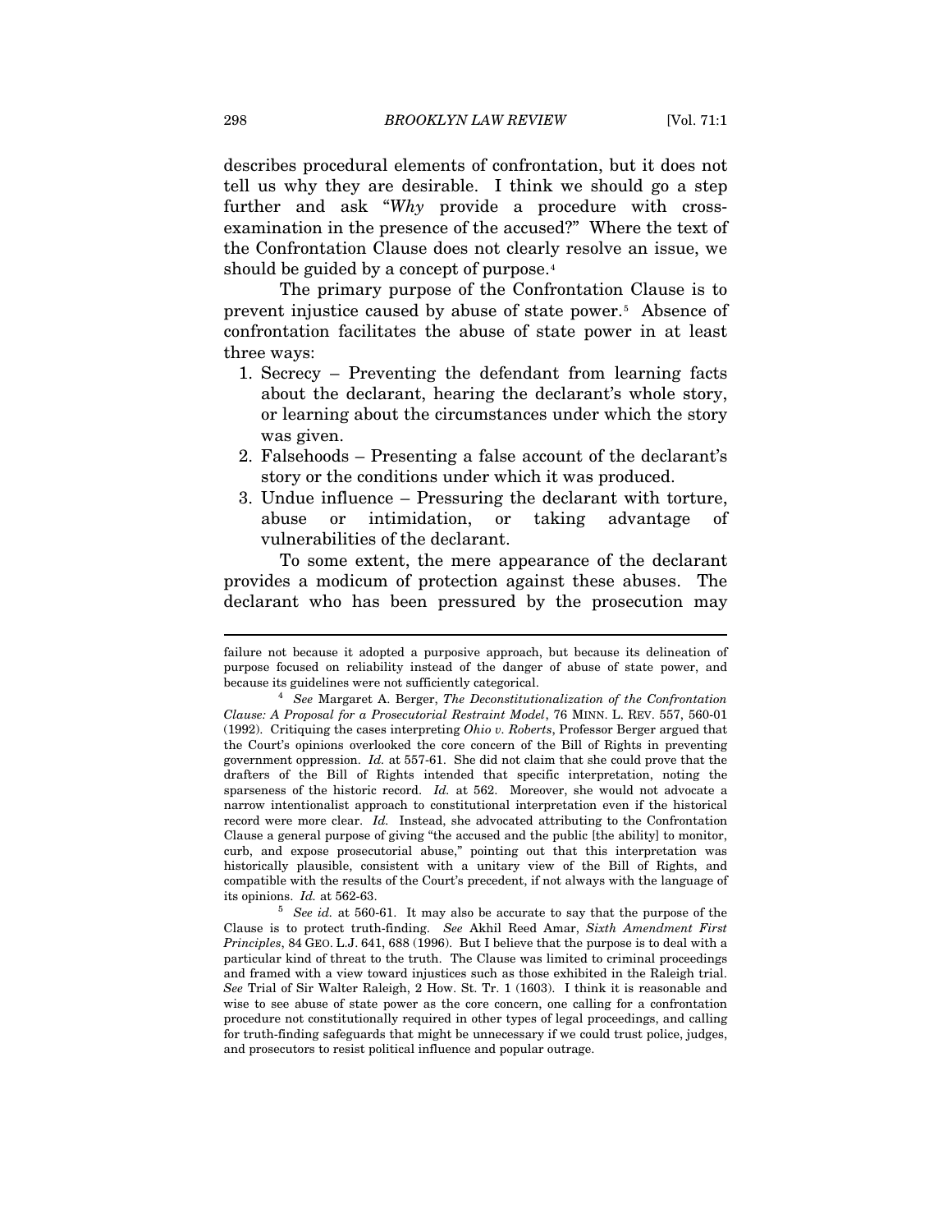describes procedural elements of confrontation, but it does not tell us why they are desirable. I think we should go a step further and ask "*Why* provide a procedure with cross-examination in the presence of the accused?" Where the text of the Confrontation Clause does not clearly resolve an issue, we should be guided by a concept of purpose.[4]

The primary purpose of the Confrontation Clause is to prevent injustice caused by abuse of state power.[5] Absence of confrontation facilitates the abuse of state power in at least three ways:

1. Secrecy – Preventing the defendant from learning facts about the declarant, hearing the declarant's whole story, or learning about the circumstances under which the story was given.
2. Falsehoods – Presenting a false account of the declarant's story or the conditions under which it was produced.
3. Undue influence – Pressuring the declarant with torture, abuse or intimidation, or taking advantage of vulnerabilities of the declarant.

To some extent, the mere appearance of the declarant provides a modicum of protection against these abuses. The declarant who has been pressured by the prosecution may

---

failure not because it adopted a purposive approach, but because its delineation of purpose focused on reliability instead of the danger of abuse of state power, and because its guidelines were not sufficiently categorical.

[4] *See* Margaret A. Berger, *The Deconstitutionalization of the Confrontation Clause: A Proposal for a Prosecutorial Restraint Model*, 76 MINN. L. REV. 557, 560-01 (1992). Critiquing the cases interpreting *Ohio v. Roberts*, Professor Berger argued that the Court's opinions overlooked the core concern of the Bill of Rights in preventing government oppression. *Id.* at 557-61. She did not claim that she could prove that the drafters of the Bill of Rights intended that specific interpretation, noting the sparseness of the historic record. *Id.* at 562. Moreover, she would not advocate a narrow intentionalist approach to constitutional interpretation even if the historical record were more clear. *Id.* Instead, she advocated attributing to the Confrontation Clause a general purpose of giving "the accused and the public [the ability] to monitor, curb, and expose prosecutorial abuse," pointing out that this interpretation was historically plausible, consistent with a unitary view of the Bill of Rights, and compatible with the results of the Court's precedent, if not always with the language of its opinions. *Id.* at 562-63.

[5] *See id.* at 560-61. It may also be accurate to say that the purpose of the Clause is to protect truth-finding. *See* Akhil Reed Amar, *Sixth Amendment First Principles*, 84 GEO. L.J. 641, 688 (1996). But I believe that the purpose is to deal with a particular kind of threat to the truth. The Clause was limited to criminal proceedings and framed with a view toward injustices such as those exhibited in the Raleigh trial. *See* Trial of Sir Walter Raleigh, 2 How. St. Tr. 1 (1603). I think it is reasonable and wise to see abuse of state power as the core concern, one calling for a confrontation procedure not constitutionally required in other types of legal proceedings, and calling for truth-finding safeguards that might be unnecessary if we could trust police, judges, and prosecutors to resist political influence and popular outrage.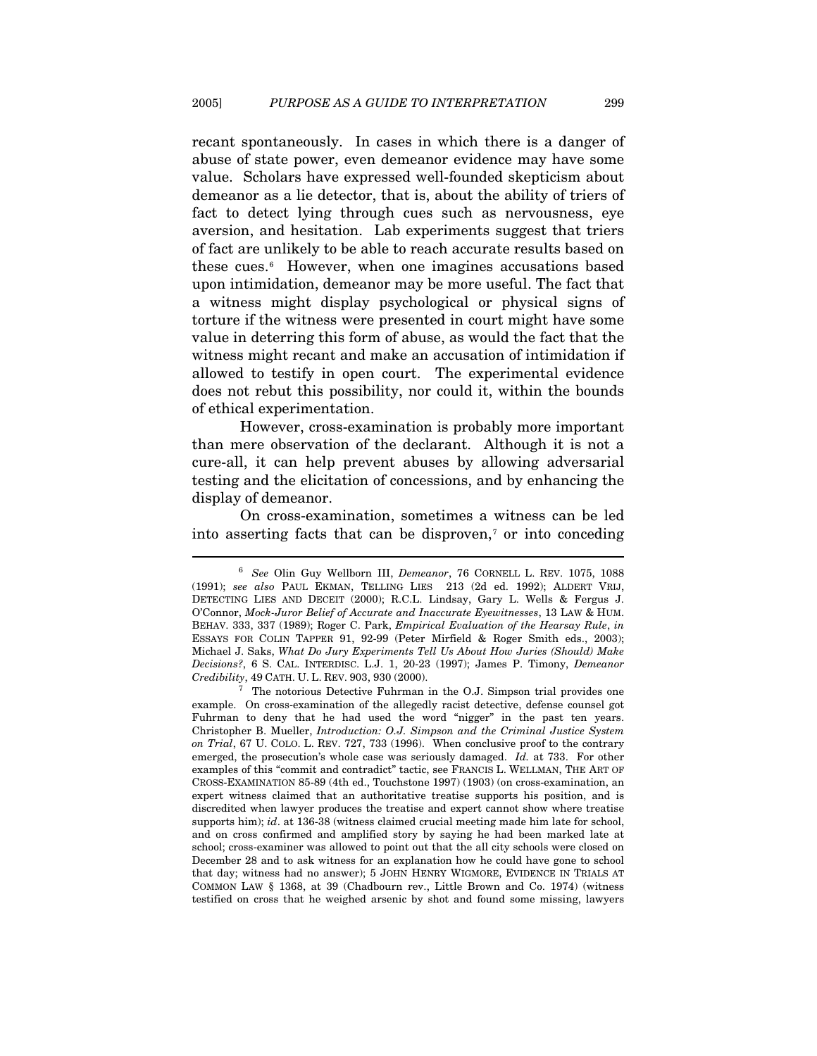recant spontaneously. In cases in which there is a danger of abuse of state power, even demeanor evidence may have some value. Scholars have expressed well-founded skepticism about demeanor as a lie detector, that is, about the ability of triers of fact to detect lying through cues such as nervousness, eye aversion, and hesitation. Lab experiments suggest that triers of fact are unlikely to be able to reach accurate results based on these cues.[6] However, when one imagines accusations based upon intimidation, demeanor may be more useful. The fact that a witness might display psychological or physical signs of torture if the witness were presented in court might have some value in deterring this form of abuse, as would the fact that the witness might recant and make an accusation of intimidation if allowed to testify in open court. The experimental evidence does not rebut this possibility, nor could it, within the bounds of ethical experimentation.

However, cross-examination is probably more important than mere observation of the declarant. Although it is not a cure-all, it can help prevent abuses by allowing adversarial testing and the elicitation of concessions, and by enhancing the display of demeanor.

On cross-examination, sometimes a witness can be led into asserting facts that can be disproven,[7] or into conceding

---

[6] *See* Olin Guy Wellborn III, *Demeanor*, 76 CORNELL L. REV. 1075, 1088 (1991); *see also* PAUL EKMAN, TELLING LIES 213 (2d ed. 1992); ALDERT VRIJ, DETECTING LIES AND DECEIT (2000); R.C.L. Lindsay, Gary L. Wells & Fergus J. O'Connor, *Mock-Juror Belief of Accurate and Inaccurate Eyewitnesses*, 13 LAW & HUM. BEHAV. 333, 337 (1989); Roger C. Park, *Empirical Evaluation of the Hearsay Rule*, *in* ESSAYS FOR COLIN TAPPER 91, 92-99 (Peter Mirfield & Roger Smith eds., 2003); Michael J. Saks, *What Do Jury Experiments Tell Us About How Juries (Should) Make Decisions?*, 6 S. CAL. INTERDISC. L.J. 1, 20-23 (1997); James P. Timony, *Demeanor Credibility*, 49 CATH. U. L. REV. 903, 930 (2000).

[7] The notorious Detective Fuhrman in the O.J. Simpson trial provides one example. On cross-examination of the allegedly racist detective, defense counsel got Fuhrman to deny that he had used the word "nigger" in the past ten years. Christopher B. Mueller, *Introduction: O.J. Simpson and the Criminal Justice System on Trial*, 67 U. COLO. L. REV. 727, 733 (1996). When conclusive proof to the contrary emerged, the prosecution's whole case was seriously damaged. *Id.* at 733. For other examples of this "commit and contradict" tactic, see FRANCIS L. WELLMAN, THE ART OF CROSS-EXAMINATION 85-89 (4th ed., Touchstone 1997) (1903) (on cross-examination, an expert witness claimed that an authoritative treatise supports his position, and is discredited when lawyer produces the treatise and expert cannot show where treatise supports him); *id*. at 136-38 (witness claimed crucial meeting made him late for school, and on cross confirmed and amplified story by saying he had been marked late at school; cross-examiner was allowed to point out that the all city schools were closed on December 28 and to ask witness for an explanation how he could have gone to school that day; witness had no answer); 5 JOHN HENRY WIGMORE, EVIDENCE IN TRIALS AT COMMON LAW § 1368, at 39 (Chadbourn rev., Little Brown and Co. 1974) (witness testified on cross that he weighed arsenic by shot and found some missing, lawyers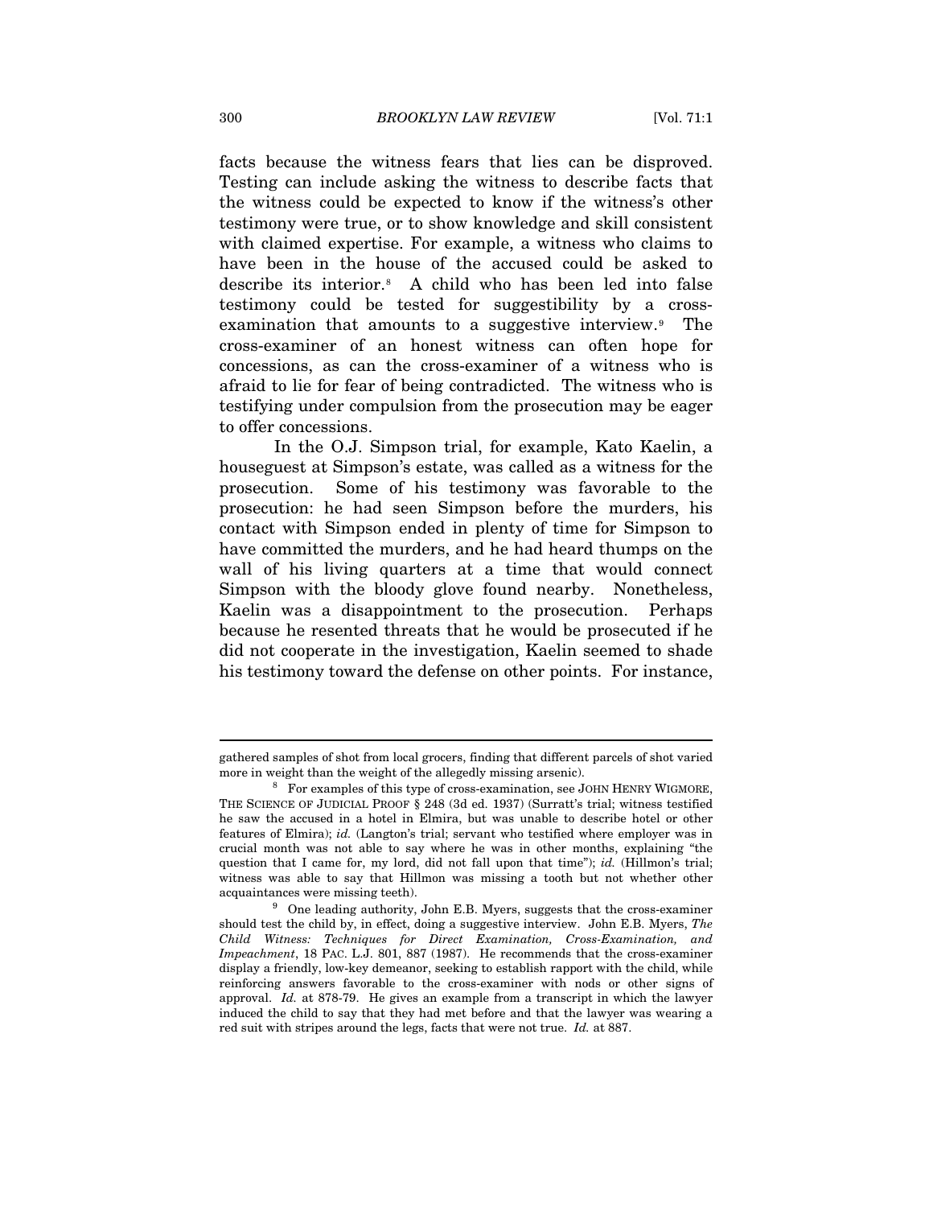facts because the witness fears that lies can be disproved. Testing can include asking the witness to describe facts that the witness could be expected to know if the witness's other testimony were true, or to show knowledge and skill consistent with claimed expertise. For example, a witness who claims to have been in the house of the accused could be asked to describe its interior.[8] A child who has been led into false testimony could be tested for suggestibility by a cross-examination that amounts to a suggestive interview.[9] The cross-examiner of an honest witness can often hope for concessions, as can the cross-examiner of a witness who is afraid to lie for fear of being contradicted. The witness who is testifying under compulsion from the prosecution may be eager to offer concessions.

In the O.J. Simpson trial, for example, Kato Kaelin, a houseguest at Simpson's estate, was called as a witness for the prosecution. Some of his testimony was favorable to the prosecution: he had seen Simpson before the murders, his contact with Simpson ended in plenty of time for Simpson to have committed the murders, and he had heard thumps on the wall of his living quarters at a time that would connect Simpson with the bloody glove found nearby. Nonetheless, Kaelin was a disappointment to the prosecution. Perhaps because he resented threats that he would be prosecuted if he did not cooperate in the investigation, Kaelin seemed to shade his testimony toward the defense on other points. For instance,

---

gathered samples of shot from local grocers, finding that different parcels of shot varied more in weight than the weight of the allegedly missing arsenic).

[8] For examples of this type of cross-examination, see JOHN HENRY WIGMORE, THE SCIENCE OF JUDICIAL PROOF § 248 (3d ed. 1937) (Surratt's trial; witness testified he saw the accused in a hotel in Elmira, but was unable to describe hotel or other features of Elmira); *id.* (Langton's trial; servant who testified where employer was in crucial month was not able to say where he was in other months, explaining "the question that I came for, my lord, did not fall upon that time"); *id.* (Hillmon's trial; witness was able to say that Hillmon was missing a tooth but not whether other acquaintances were missing teeth).

[9] One leading authority, John E.B. Myers, suggests that the cross-examiner should test the child by, in effect, doing a suggestive interview. John E.B. Myers, *The Child Witness: Techniques for Direct Examination, Cross-Examination, and Impeachment*, 18 PAC. L.J. 801, 887 (1987). He recommends that the cross-examiner display a friendly, low-key demeanor, seeking to establish rapport with the child, while reinforcing answers favorable to the cross-examiner with nods or other signs of approval. *Id.* at 878-79. He gives an example from a transcript in which the lawyer induced the child to say that they had met before and that the lawyer was wearing a red suit with stripes around the legs, facts that were not true. *Id.* at 887.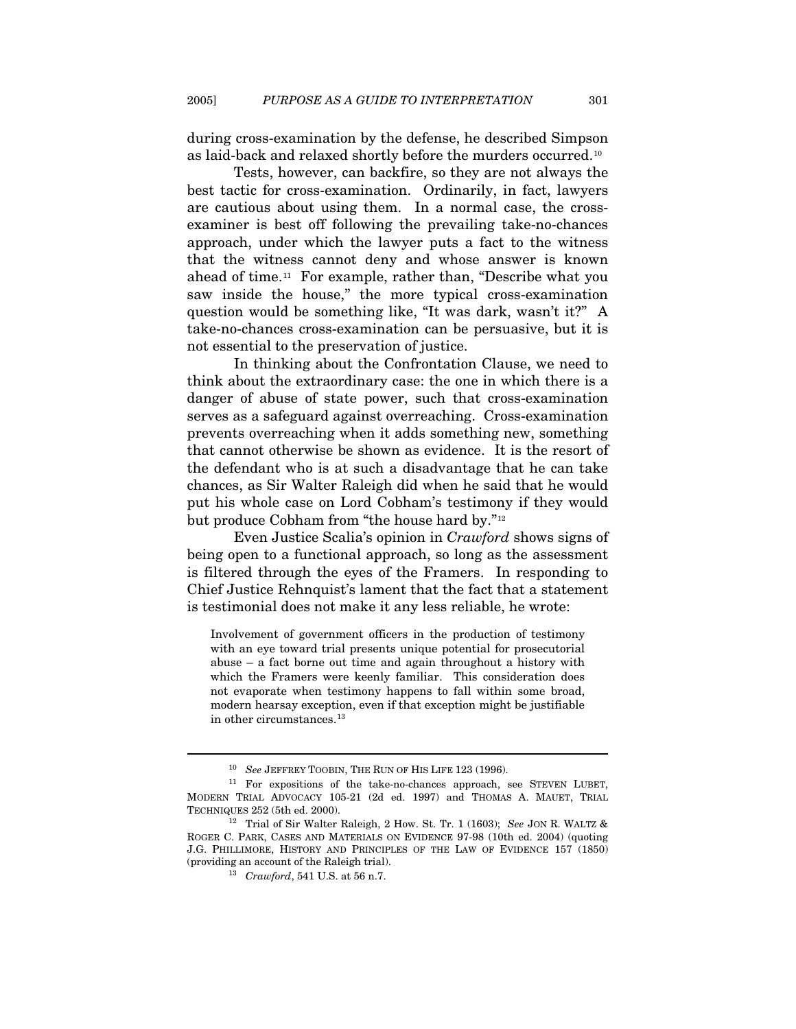during cross-examination by the defense, he described Simpson as laid-back and relaxed shortly before the murders occurred.[10]

Tests, however, can backfire, so they are not always the best tactic for cross-examination. Ordinarily, in fact, lawyers are cautious about using them. In a normal case, the cross-examiner is best off following the prevailing take-no-chances approach, under which the lawyer puts a fact to the witness that the witness cannot deny and whose answer is known ahead of time.[11] For example, rather than, "Describe what you saw inside the house," the more typical cross-examination question would be something like, "It was dark, wasn't it?" A take-no-chances cross-examination can be persuasive, but it is not essential to the preservation of justice.

In thinking about the Confrontation Clause, we need to think about the extraordinary case: the one in which there is a danger of abuse of state power, such that cross-examination serves as a safeguard against overreaching. Cross-examination prevents overreaching when it adds something new, something that cannot otherwise be shown as evidence. It is the resort of the defendant who is at such a disadvantage that he can take chances, as Sir Walter Raleigh did when he said that he would put his whole case on Lord Cobham's testimony if they would but produce Cobham from "the house hard by."[12]

Even Justice Scalia's opinion in *Crawford* shows signs of being open to a functional approach, so long as the assessment is filtered through the eyes of the Framers. In responding to Chief Justice Rehnquist's lament that the fact that a statement is testimonial does not make it any less reliable, he wrote:

> Involvement of government officers in the production of testimony with an eye toward trial presents unique potential for prosecutorial abuse – a fact borne out time and again throughout a history with which the Framers were keenly familiar. This consideration does not evaporate when testimony happens to fall within some broad, modern hearsay exception, even if that exception might be justifiable in other circumstances.[13]

---

[10] *See* JEFFREY TOOBIN, THE RUN OF HIS LIFE 123 (1996).

[11] For expositions of the take-no-chances approach, see STEVEN LUBET, MODERN TRIAL ADVOCACY 105-21 (2d ed. 1997) and THOMAS A. MAUET, TRIAL TECHNIQUES 252 (5th ed. 2000).

[12] Trial of Sir Walter Raleigh, 2 How. St. Tr. 1 (1603); *See* JON R. WALTZ & ROGER C. PARK, CASES AND MATERIALS ON EVIDENCE 97-98 (10th ed. 2004) (quoting J.G. PHILLIMORE, HISTORY AND PRINCIPLES OF THE LAW OF EVIDENCE 157 (1850) (providing an account of the Raleigh trial).

[13] *Crawford*, 541 U.S. at 56 n.7.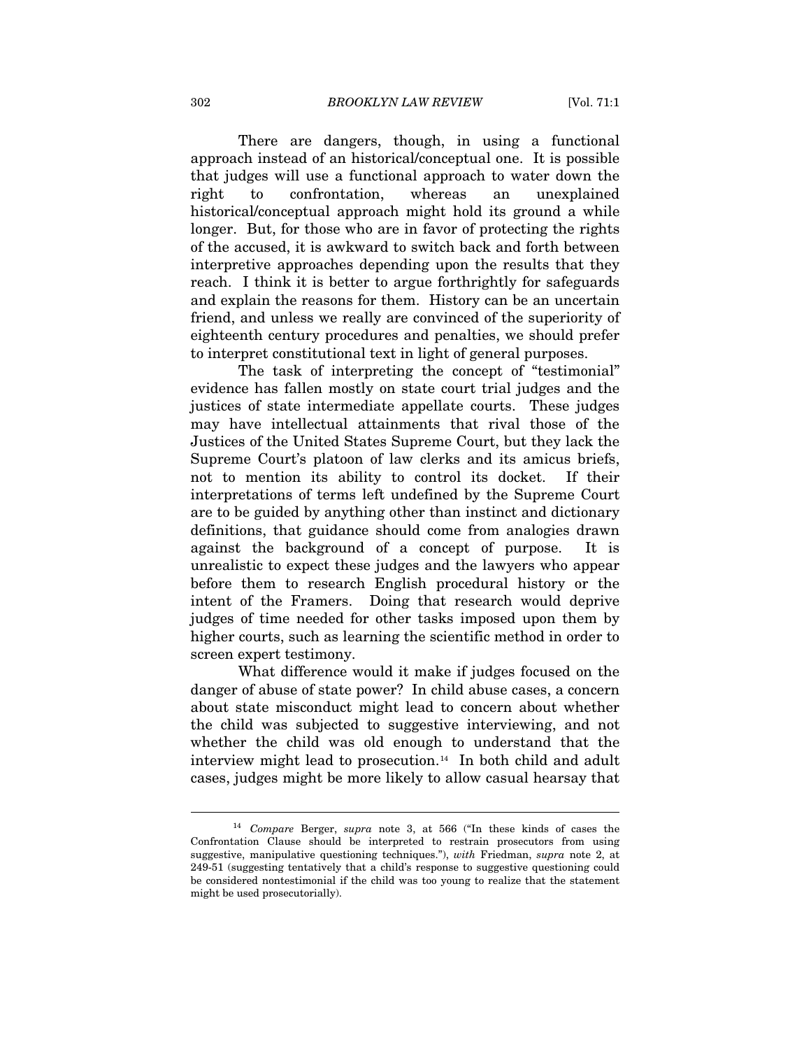There are dangers, though, in using a functional approach instead of an historical/conceptual one. It is possible that judges will use a functional approach to water down the right to confrontation, whereas an unexplained historical/conceptual approach might hold its ground a while longer. But, for those who are in favor of protecting the rights of the accused, it is awkward to switch back and forth between interpretive approaches depending upon the results that they reach. I think it is better to argue forthrightly for safeguards and explain the reasons for them. History can be an uncertain friend, and unless we really are convinced of the superiority of eighteenth century procedures and penalties, we should prefer to interpret constitutional text in light of general purposes.

The task of interpreting the concept of "testimonial" evidence has fallen mostly on state court trial judges and the justices of state intermediate appellate courts. These judges may have intellectual attainments that rival those of the Justices of the United States Supreme Court, but they lack the Supreme Court's platoon of law clerks and its amicus briefs, not to mention its ability to control its docket. If their interpretations of terms left undefined by the Supreme Court are to be guided by anything other than instinct and dictionary definitions, that guidance should come from analogies drawn against the background of a concept of purpose. It is unrealistic to expect these judges and the lawyers who appear before them to research English procedural history or the intent of the Framers. Doing that research would deprive judges of time needed for other tasks imposed upon them by higher courts, such as learning the scientific method in order to screen expert testimony.

What difference would it make if judges focused on the danger of abuse of state power? In child abuse cases, a concern about state misconduct might lead to concern about whether the child was subjected to suggestive interviewing, and not whether the child was old enough to understand that the interview might lead to prosecution.[14] In both child and adult cases, judges might be more likely to allow casual hearsay that

---

[14] *Compare* Berger, *supra* note 3, at 566 ("In these kinds of cases the Confrontation Clause should be interpreted to restrain prosecutors from using suggestive, manipulative questioning techniques."), *with* Friedman, *supra* note 2, at 249-51 (suggesting tentatively that a child's response to suggestive questioning could be considered nontestimonial if the child was too young to realize that the statement might be used prosecutorially).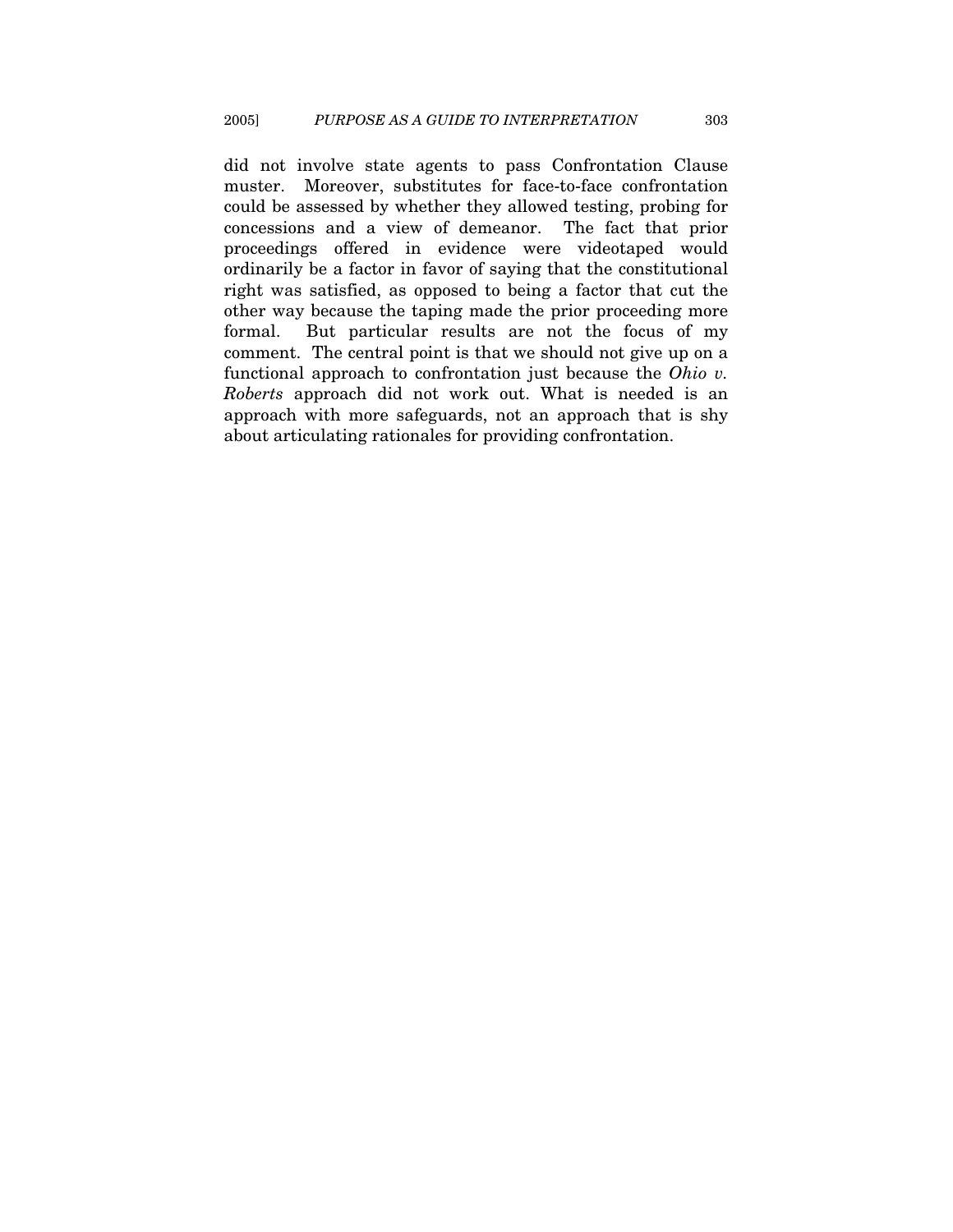did not involve state agents to pass Confrontation Clause muster. Moreover, substitutes for face-to-face confrontation could be assessed by whether they allowed testing, probing for concessions and a view of demeanor. The fact that prior proceedings offered in evidence were videotaped would ordinarily be a factor in favor of saying that the constitutional right was satisfied, as opposed to being a factor that cut the other way because the taping made the prior proceeding more formal. But particular results are not the focus of my comment. The central point is that we should not give up on a functional approach to confrontation just because the *Ohio v. Roberts* approach did not work out. What is needed is an approach with more safeguards, not an approach that is shy about articulating rationales for providing confrontation.